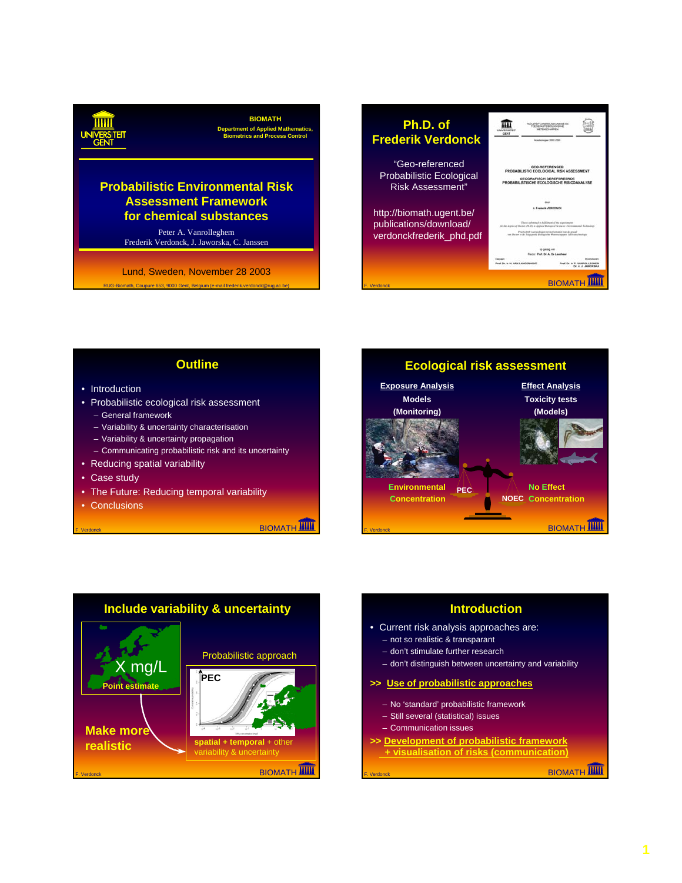## Slide 1

UNIVERSITEIT GENT

**BIOMATH**
Department of Applied Mathematics, Biometrics and Process Control

# Probabilistic Environmental Risk Assessment Framework for chemical substances

Peter A. Vanrolleghem
Frederik Verdonck, J. Jaworska, C. Janssen

Lund, Sweden, November 28 2003

RUG-Biomath, Coupure 653, 9000 Gent, Belgium (e-mail frederik.verdonck@rug.ac.be)

## Slide 2

## Ph.D. of Frederik Verdonck

"Geo-referenced Probabilistic Ecological Risk Assessment"

http://biomath.ugent.be/publications/download/verdonckfrederik_phd.pdf

GEO-REFERENCED PROBABILISTIC ECOLOGICAL RISK ASSESSMENT
GEOGRAFISCH GEREFEREERDE PROBABILISTISCHE ECOLOGISCHE RISICOANALYSE

## Slide 3

## Outline

- Introduction
- Probabilistic ecological risk assessment
  - General framework
  - Variability & uncertainty characterisation
  - Variability & uncertainty propagation
  - Communicating probabilistic risk and its uncertainty
- Reducing spatial variability
- Case study
- The Future: Reducing temporal variability
- Conclusions

## Slide 4

## Ecological risk assessment

| Exposure Analysis | Effect Analysis |
|---|---|
| Models | Toxicity tests |
| (Monitoring) | (Models) |
| Environmental Concentration (PEC) | No Effect Concentration (NOEC) |

## Slide 5

## Include variability & uncertainty

X mg/L
Point estimate

Make more realistic

Probabilistic approach

PEC

**spatial + temporal** + other variability & uncertainty

## Slide 6

## Introduction

- Current risk analysis approaches are:
  - not so realistic & transparant
  - don't stimulate further research
  - don't distinguish between uncertainty and variability

**>> Use of probabilistic approaches**

- No 'standard' probabilistic framework
- Still several (statistical) issues
- Communication issues

**>> Development of probabilistic framework + visualisation of risks (communication)**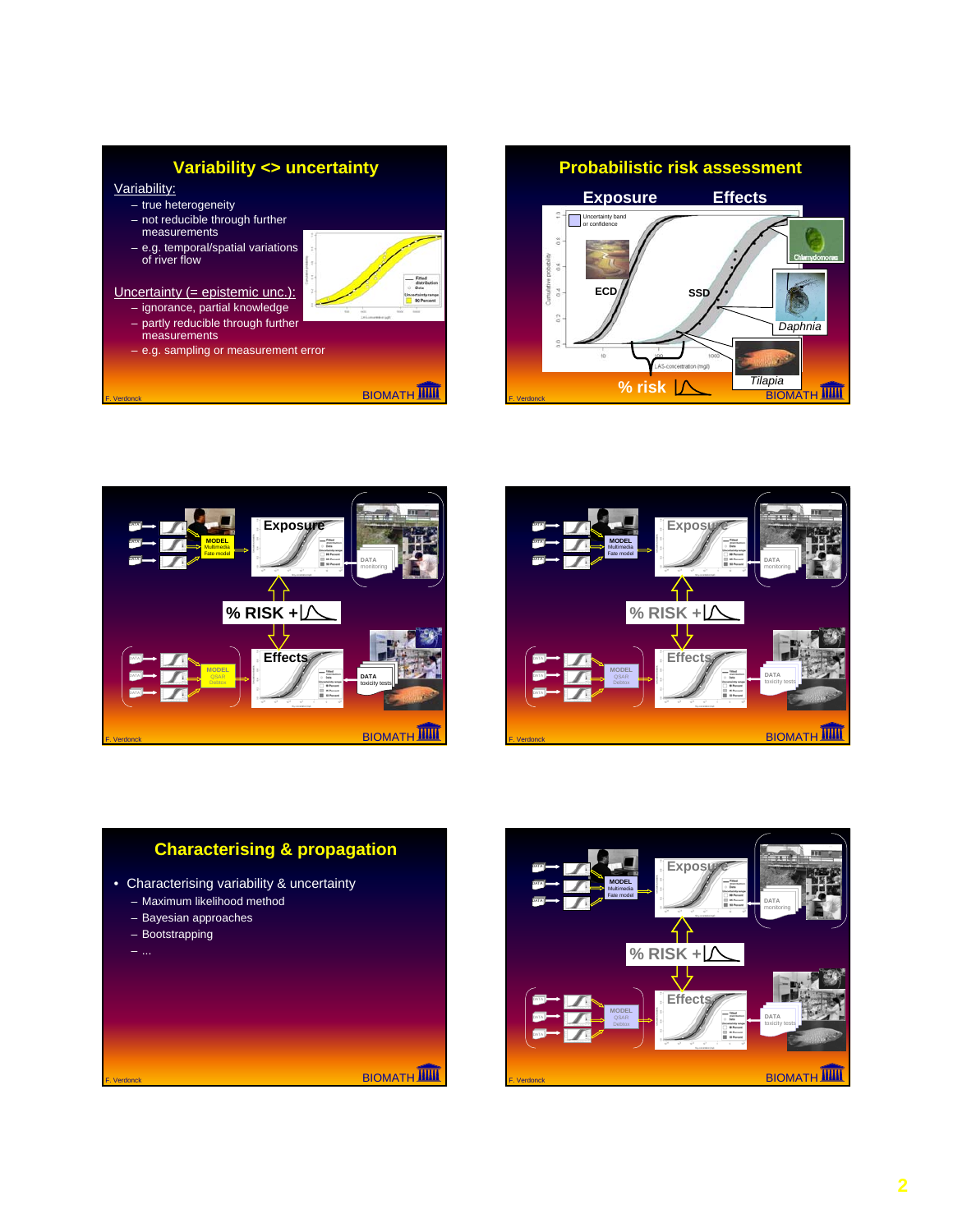## Variability <> uncertainty

Variability:

- true heterogeneity
- not reducible through further measurements
- e.g. temporal/spatial variations of river flow

Uncertainty (= epistemic unc.):

- ignorance, partial knowledge
- partly reducible through further measurements
- e.g. sampling or measurement error

## Probabilistic risk assessment

Exposure — Effects

ECD — SSD

Chlamydomonas, Daphnia, Tilapia

% risk

---

Exposure

MODEL Multimedia Fate model

DATA monitoring

% RISK +

Effects

MODEL QSAR Debtox

DATA toxicity tests

---

Exposure

MODEL Multimedia Fate model

DATA monitoring

% RISK +

Effects

MODEL QSAR Debtox

DATA toxicity tests

## Characterising & propagation

- Characterising variability & uncertainty
  - Maximum likelihood method
  - Bayesian approaches
  - Bootstrapping
  - ...

---

Exposure

MODEL Multimedia Fate model

DATA monitoring

% RISK +

Effects

MODEL QSAR Debtox

DATA toxicity tests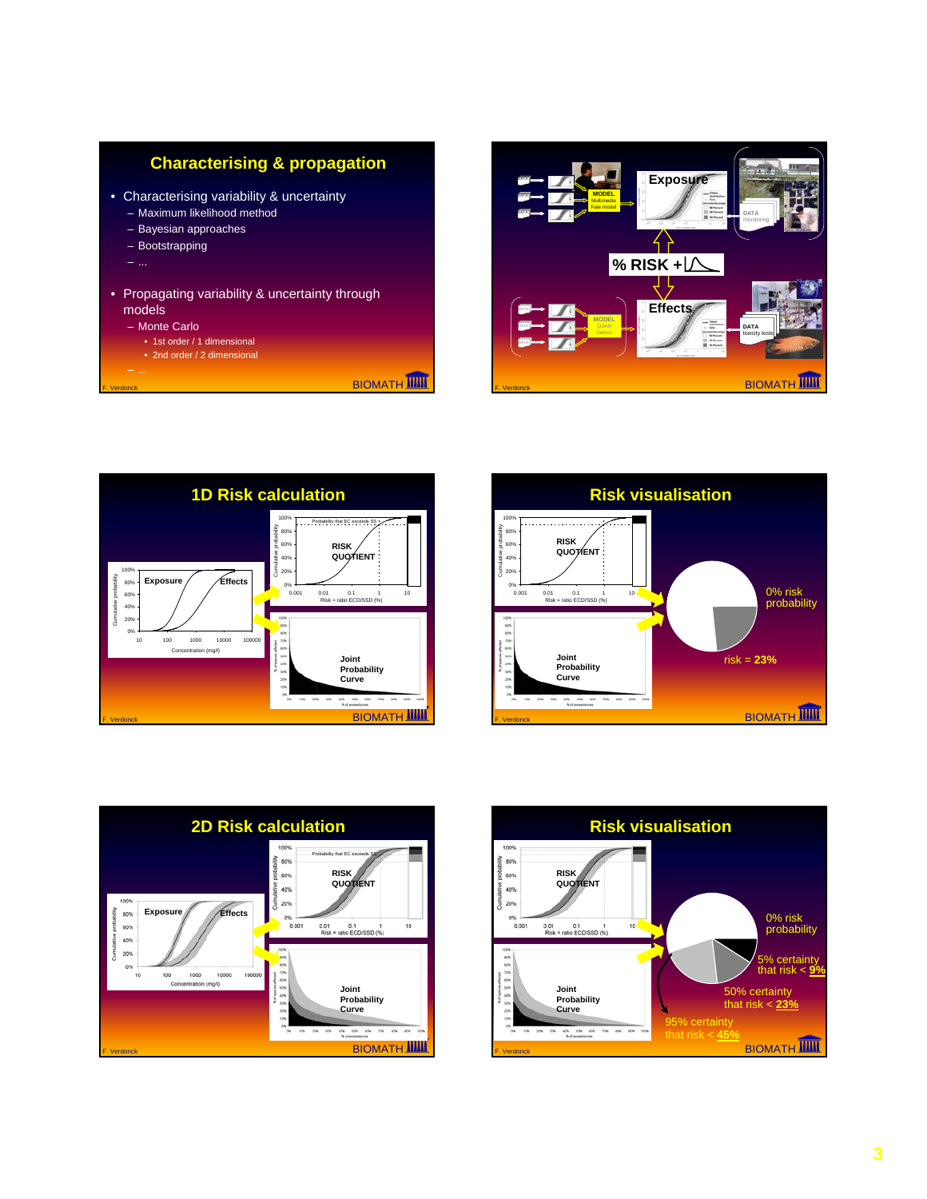## Characterising & propagation

- Characterising variability & uncertainty
  - Maximum likelihood method
  - Bayesian approaches
  - Bootstrapping
  - ...
- Propagating variability & uncertainty through models
  - Monte Carlo
    - 1st order / 1 dimensional
    - 2nd order / 2 dimensional
  - ...

F. Verdonck BIOMATH

---

MODEL Multimedia Fate model

Exposure

DATA monitoring

% RISK +

Effects

MODEL QSAR Deblink

DATA toxicity tests

F. Verdonck BIOMATH

---

## 1D Risk calculation

Exposure

Effects

Concentration (mg/l)

Cumulative probability

Probability that EC exceeds SS

RISK QUOTIENT

Risk = ratio ECD/SSD (%)

Joint Probability Curve

F. Verdonck BIOMATH

---

## Risk visualisation

RISK QUOTIENT

Risk = ratio ECD/SSD (%)

Joint Probability Curve

0% risk probability

risk = **23%**

F. Verdonck BIOMATH

---

## 2D Risk calculation

Exposure

Effects

Concentration (mg/l)

Cumulative probability

Probability that EC exceeds SS

RISK QUOTIENT

Risk = ratio ECD/SSD (%)

Joint Probability Curve

F. Verdonck BIOMATH

---

## Risk visualisation

RISK QUOTIENT

Risk = ratio ECD/SSD (%)

Joint Probability Curve

0% risk probability

5% certainty that risk < **9%**

50% certainty that risk < **23%**

95% certainty that risk < **45%**

F. Verdonck BIOMATH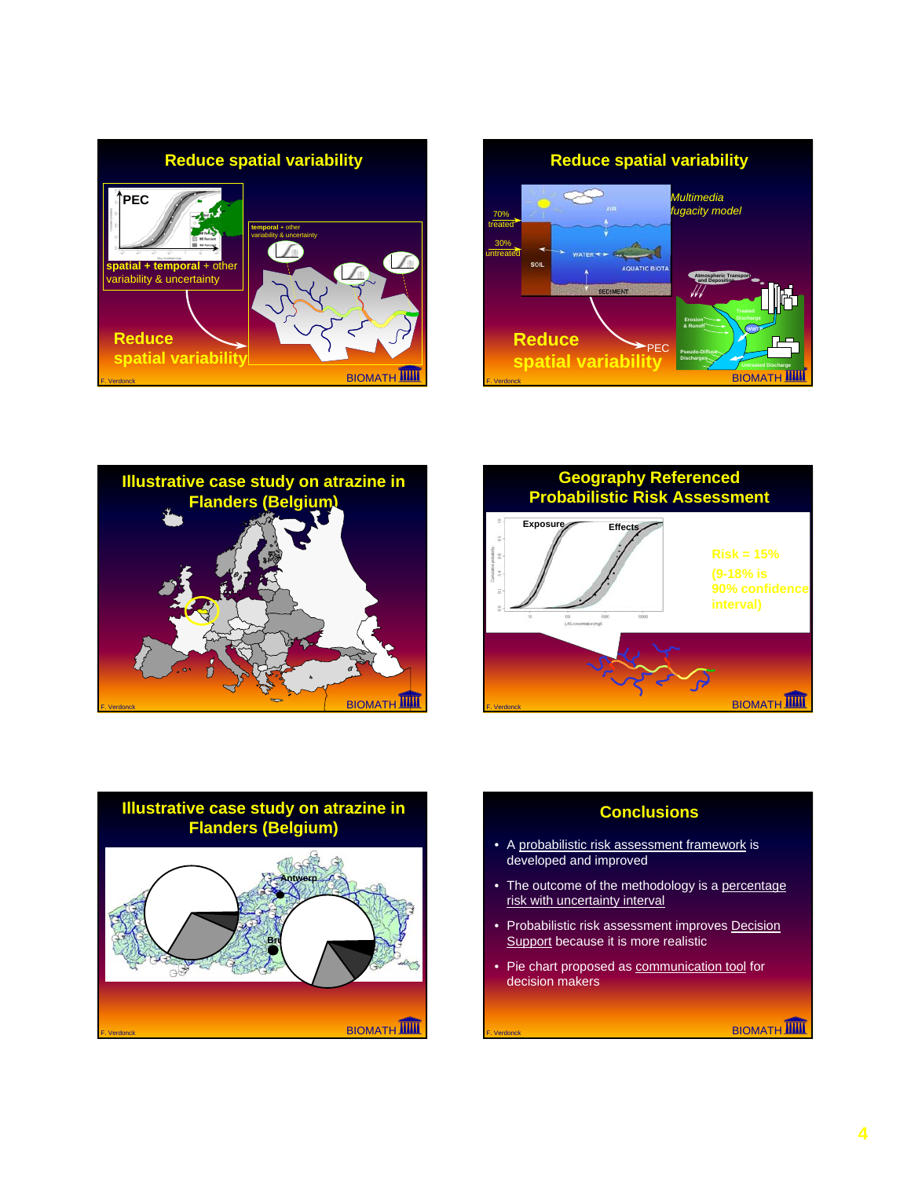## Reduce spatial variability

PEC

spatial + temporal + other variability & uncertainty

temporal + other variability & uncertainty

Reduce spatial variability

F. Verdonck

BIOMATH

## Reduce spatial variability

70% treated

30% untreated

Multimedia fugacity model

AIR

WATER

SOIL

AQUATIC BIOTA

SEDIMENT

Atmospheric Transport and Deposition

Erosion & Runoff

Treated Discharge

WWTP

Pseudo-Diffuse Discharges

Untreated Discharge

Reduce spatial variability

PEC

F. Verdonck

BIOMATH

## Illustrative case study on atrazine in Flanders (Belgium)

F. Verdonck

BIOMATH

## Geography Referenced Probabilistic Risk Assessment

Exposure

Effects

Risk = 15%

(9-18% is 90% confidence interval)

F. Verdonck

BIOMATH

## Illustrative case study on atrazine in Flanders (Belgium)

Antwerp

Br

F. Verdonck

BIOMATH

## Conclusions

- A probabilistic risk assessment framework is developed and improved
- The outcome of the methodology is a percentage risk with uncertainty interval
- Probabilistic risk assessment improves Decision Support because it is more realistic
- Pie chart proposed as communication tool for decision makers

F. Verdonck

BIOMATH